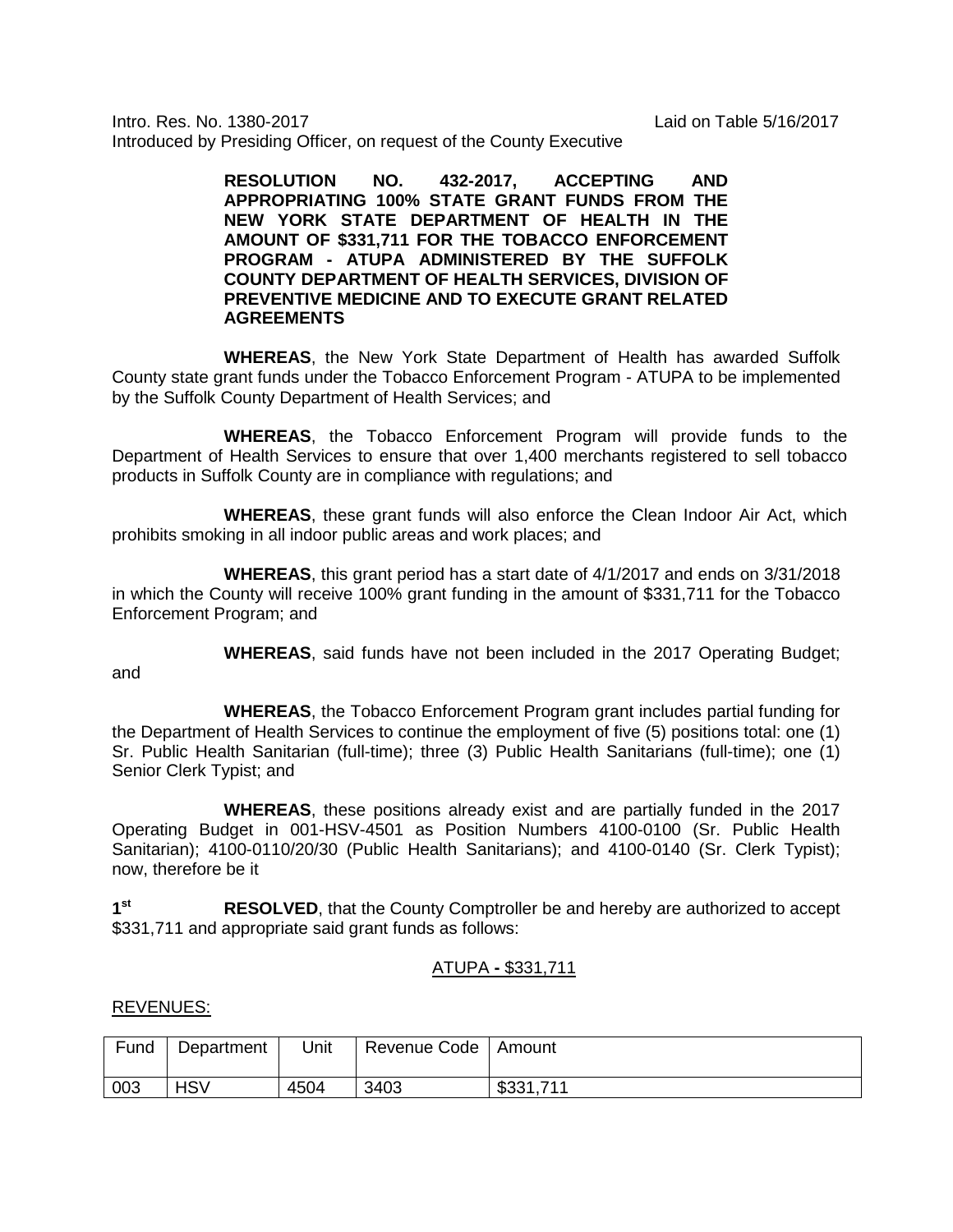Intro. Res. No. 1380-2017 Laid on Table 5/16/2017
Introduced by Presiding Officer, on request of the County Executive

**RESOLUTION NO. 432-2017, ACCEPTING AND APPROPRIATING 100% STATE GRANT FUNDS FROM THE NEW YORK STATE DEPARTMENT OF HEALTH IN THE AMOUNT OF $331,711 FOR THE TOBACCO ENFORCEMENT PROGRAM - ATUPA ADMINISTERED BY THE SUFFOLK COUNTY DEPARTMENT OF HEALTH SERVICES, DIVISION OF PREVENTIVE MEDICINE AND TO EXECUTE GRANT RELATED AGREEMENTS**

**WHEREAS**, the New York State Department of Health has awarded Suffolk County state grant funds under the Tobacco Enforcement Program - ATUPA to be implemented by the Suffolk County Department of Health Services; and

**WHEREAS**, the Tobacco Enforcement Program will provide funds to the Department of Health Services to ensure that over 1,400 merchants registered to sell tobacco products in Suffolk County are in compliance with regulations; and

**WHEREAS**, these grant funds will also enforce the Clean Indoor Air Act, which prohibits smoking in all indoor public areas and work places; and

**WHEREAS**, this grant period has a start date of 4/1/2017 and ends on 3/31/2018 in which the County will receive 100% grant funding in the amount of $331,711 for the Tobacco Enforcement Program; and

**WHEREAS**, said funds have not been included in the 2017 Operating Budget; and

**WHEREAS**, the Tobacco Enforcement Program grant includes partial funding for the Department of Health Services to continue the employment of five (5) positions total: one (1) Sr. Public Health Sanitarian (full-time); three (3) Public Health Sanitarians (full-time); one (1) Senior Clerk Typist; and

**WHEREAS**, these positions already exist and are partially funded in the 2017 Operating Budget in 001-HSV-4501 as Position Numbers 4100-0100 (Sr. Public Health Sanitarian); 4100-0110/20/30 (Public Health Sanitarians); and 4100-0140 (Sr. Clerk Typist); now, therefore be it

**1st** **RESOLVED**, that the County Comptroller be and hereby are authorized to accept $331,711 and appropriate said grant funds as follows:

ATUPA **-** $331,711

REVENUES:

| Fund | Department | Unit | Revenue Code | Amount |
|---|---|---|---|---|
| 003 | HSV | 4504 | 3403 | $331,711 |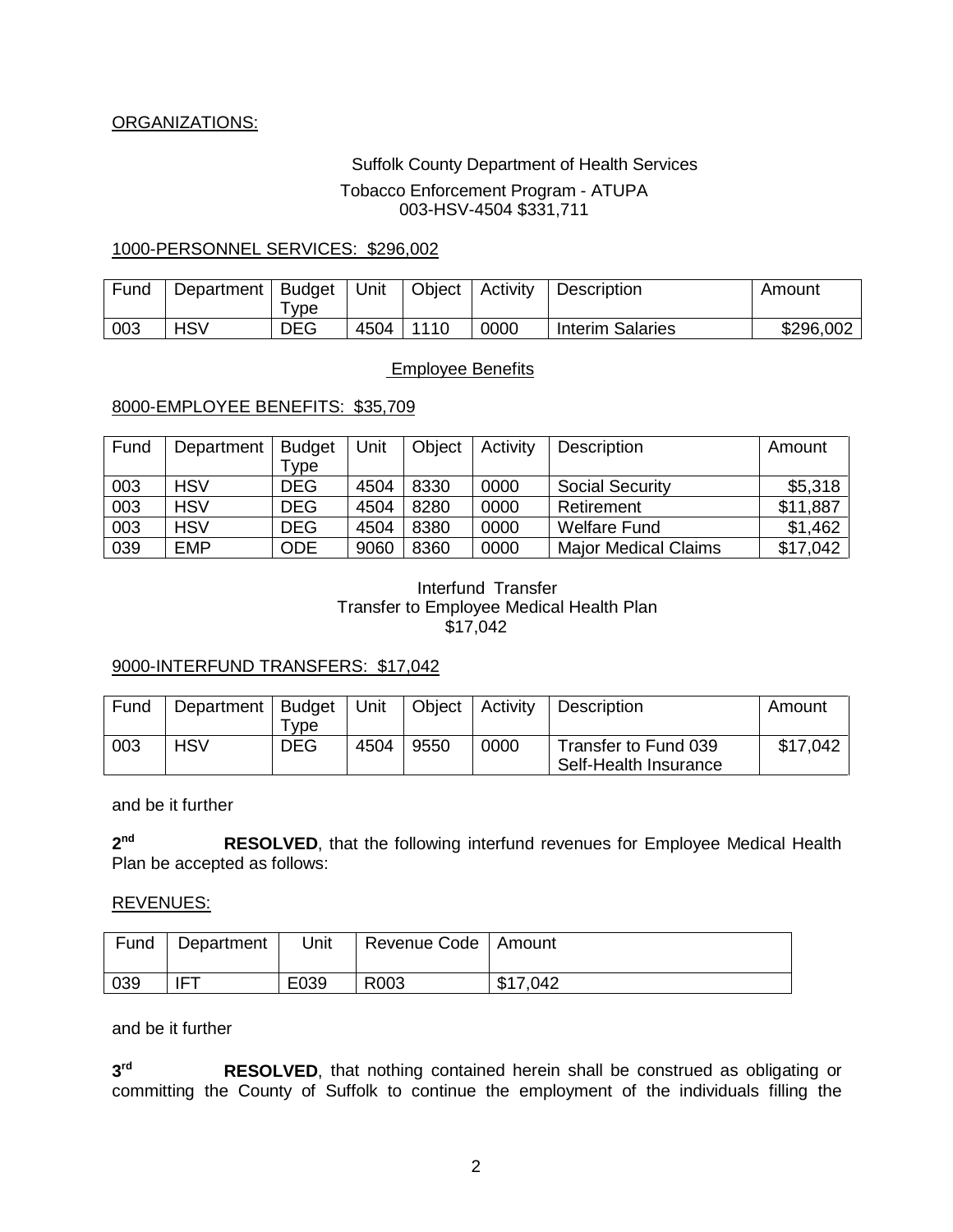ORGANIZATIONS:

Suffolk County Department of Health Services

Tobacco Enforcement Program - ATUPA
003-HSV-4504 $331,711

1000-PERSONNEL SERVICES: $296,002

| Fund | Department | Budget Type | Unit | Object | Activity | Description | Amount |
|---|---|---|---|---|---|---|---|
| 003 | HSV | DEG | 4504 | 1110 | 0000 | Interim Salaries | $296,002 |

Employee Benefits

8000-EMPLOYEE BENEFITS: $35,709

| Fund | Department | Budget Type | Unit | Object | Activity | Description | Amount |
|---|---|---|---|---|---|---|---|
| 003 | HSV | DEG | 4504 | 8330 | 0000 | Social Security | $5,318 |
| 003 | HSV | DEG | 4504 | 8280 | 0000 | Retirement | $11,887 |
| 003 | HSV | DEG | 4504 | 8380 | 0000 | Welfare Fund | $1,462 |
| 039 | EMP | ODE | 9060 | 8360 | 0000 | Major Medical Claims | $17,042 |

Interfund Transfer
Transfer to Employee Medical Health Plan
$17,042

9000-INTERFUND TRANSFERS: $17,042

| Fund | Department | Budget Type | Unit | Object | Activity | Description | Amount |
|---|---|---|---|---|---|---|---|
| 003 | HSV | DEG | 4504 | 9550 | 0000 | Transfer to Fund 039 Self-Health Insurance | $17,042 |

and be it further

2nd **RESOLVED**, that the following interfund revenues for Employee Medical Health Plan be accepted as follows:

REVENUES:

| Fund | Department | Unit | Revenue Code | Amount |
|---|---|---|---|---|
| 039 | IFT | E039 | R003 | $17,042 |

and be it further

3rd **RESOLVED**, that nothing contained herein shall be construed as obligating or committing the County of Suffolk to continue the employment of the individuals filling the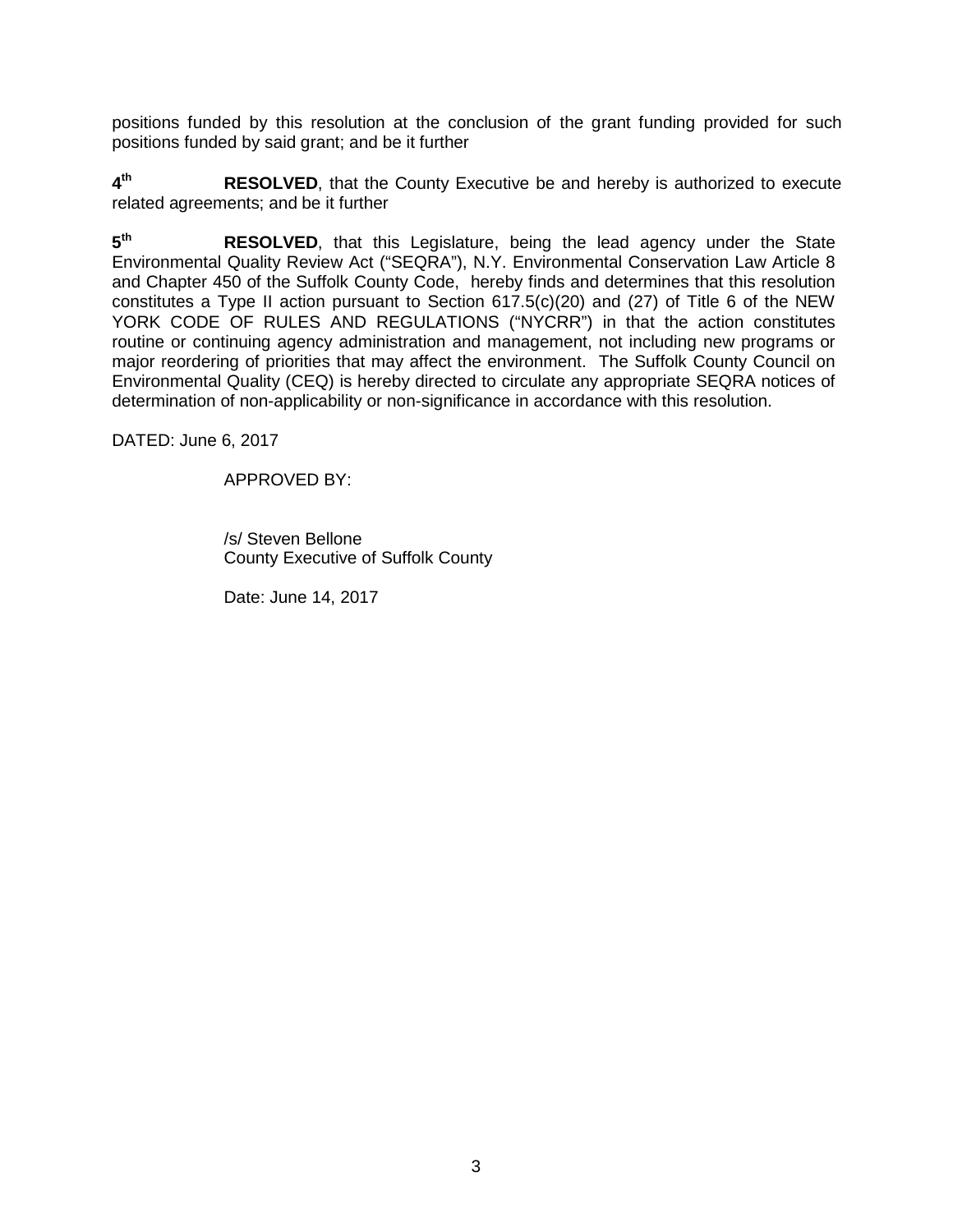positions funded by this resolution at the conclusion of the grant funding provided for such positions funded by said grant; and be it further

**4th** **RESOLVED**, that the County Executive be and hereby is authorized to execute related agreements; and be it further

**5th** **RESOLVED**, that this Legislature, being the lead agency under the State Environmental Quality Review Act ("SEQRA"), N.Y. Environmental Conservation Law Article 8 and Chapter 450 of the Suffolk County Code, hereby finds and determines that this resolution constitutes a Type II action pursuant to Section 617.5(c)(20) and (27) of Title 6 of the NEW YORK CODE OF RULES AND REGULATIONS ("NYCRR") in that the action constitutes routine or continuing agency administration and management, not including new programs or major reordering of priorities that may affect the environment. The Suffolk County Council on Environmental Quality (CEQ) is hereby directed to circulate any appropriate SEQRA notices of determination of non-applicability or non-significance in accordance with this resolution.

DATED: June 6, 2017

APPROVED BY:

/s/ Steven Bellone
County Executive of Suffolk County

Date: June 14, 2017